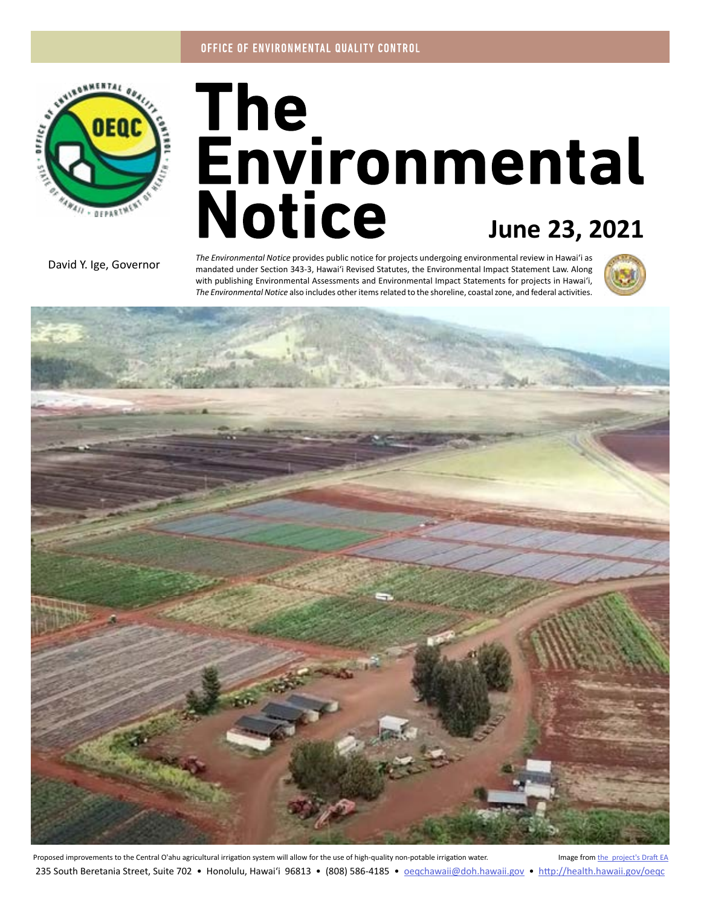OFFICE OF ENVIRONMENTAL QUALITY CONTROL

# The Environmental Notice

**June 23, 2021**

David Y. Ige, Governor

*The Environmental Notice* provides public notice for projects undergoing environmental review in Hawaiʻi as mandated under Section 343-3, Hawaiʻi Revised Statutes, the Environmental Impact Statement Law. Along with publishing Environmental Assessments and Environmental Impact Statements for projects in Hawaiʻi, *The Environmental Notice* also includes other items related to the shoreline, coastal zone, and federal activities.

Proposed improvements to the Central O'ahu agricultural irrigation system will allow for the use of high-quality non-potable irrigation water. Image from the project's Draft EA

235 South Beretania Street, Suite 702 • Honolulu, Hawaiʻi 96813 • (808) 586-4185 • oeqchawaii@doh.hawaii.gov • http://health.hawaii.gov/oeqc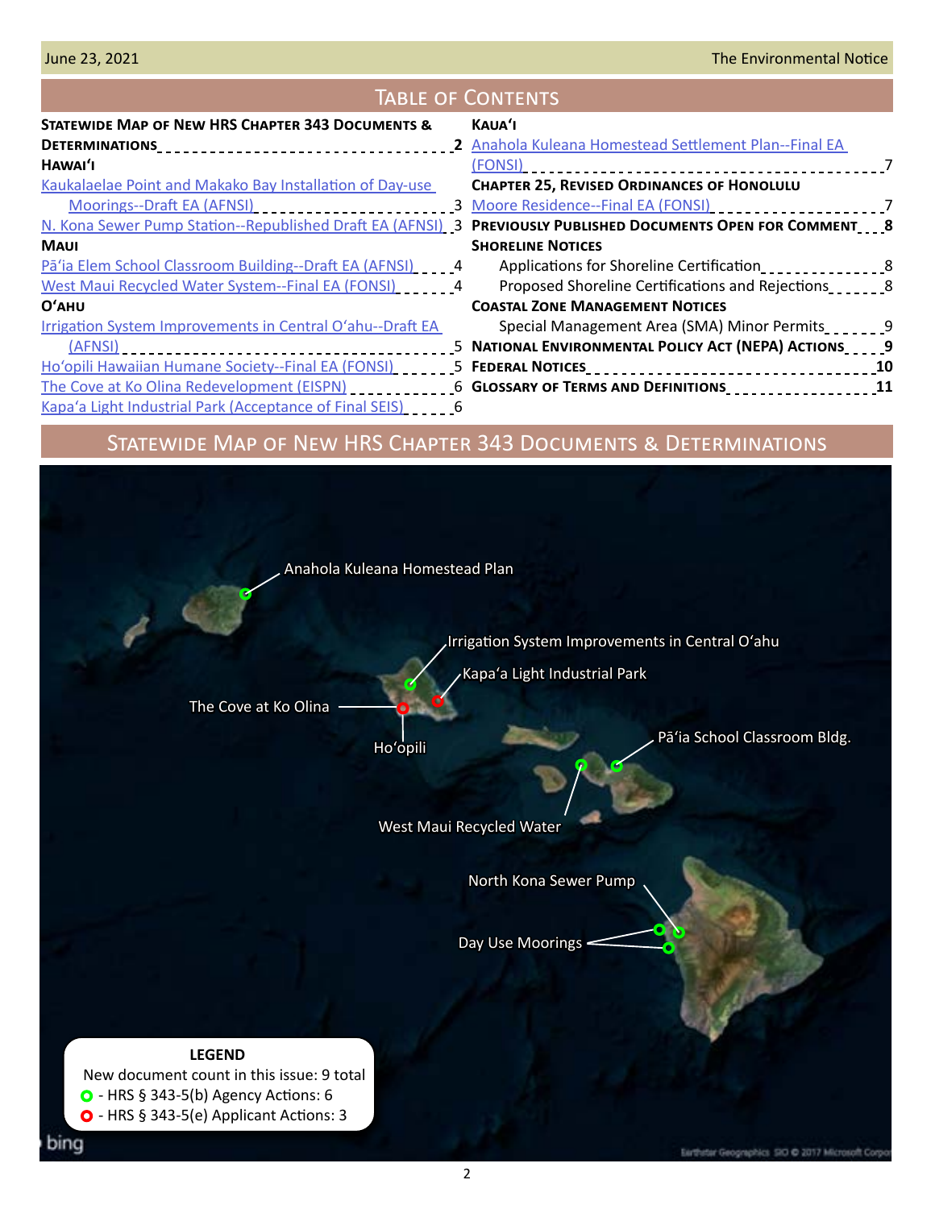# Table of Contents

**Statewide Map of New HRS Chapter 343 Documents & Determinations** 2

**Hawaiʻi**

- Kaukalaelae Point and Makako Bay Installation of Day-use Moorings--Draft EA (AFNSI) 3
- N. Kona Sewer Pump Station--Republished Draft EA (AFNSI) 3

**Maui**

- Pāʻia Elem School Classroom Building--Draft EA (AFNSI) 4
- West Maui Recycled Water System--Final EA (FONSI) 4

**Oʻahu**

- Irrigation System Improvements in Central Oʻahu--Draft EA (AFNSI) 5
- Hoʻopili Hawaiian Humane Society--Final EA (FONSI) 5
- The Cove at Ko Olina Redevelopment (EISPN) 6
- Kapaʻa Light Industrial Park (Acceptance of Final SEIS) 6

**Kauaʻi**

- Anahola Kuleana Homestead Settlement Plan--Final EA (FONSI) 7

**Chapter 25, Revised Ordinances of Honolulu**

- Moore Residence--Final EA (FONSI) 7

**Previously Published Documents Open for Comment** 8

**Shoreline Notices**

- Applications for Shoreline Certification 8
- Proposed Shoreline Certifications and Rejections 8

**Coastal Zone Management Notices**

- Special Management Area (SMA) Minor Permits 9

**National Environmental Policy Act (NEPA) Actions** 9

**Federal Notices** 10

**Glossary of Terms and Definitions** 11

# Statewide Map of New HRS Chapter 343 Documents & Determinations

Anahola Kuleana Homestead Plan

Irrigation System Improvements in Central Oʻahu

Kapaʻa Light Industrial Park

The Cove at Ko Olina

Hoʻopili

Pāʻia School Classroom Bldg.

West Maui Recycled Water

North Kona Sewer Pump

Day Use Moorings

**LEGEND**

New document count in this issue: 9 total

- HRS § 343-5(b) Agency Actions: 6
- HRS § 343-5(e) Applicant Actions: 3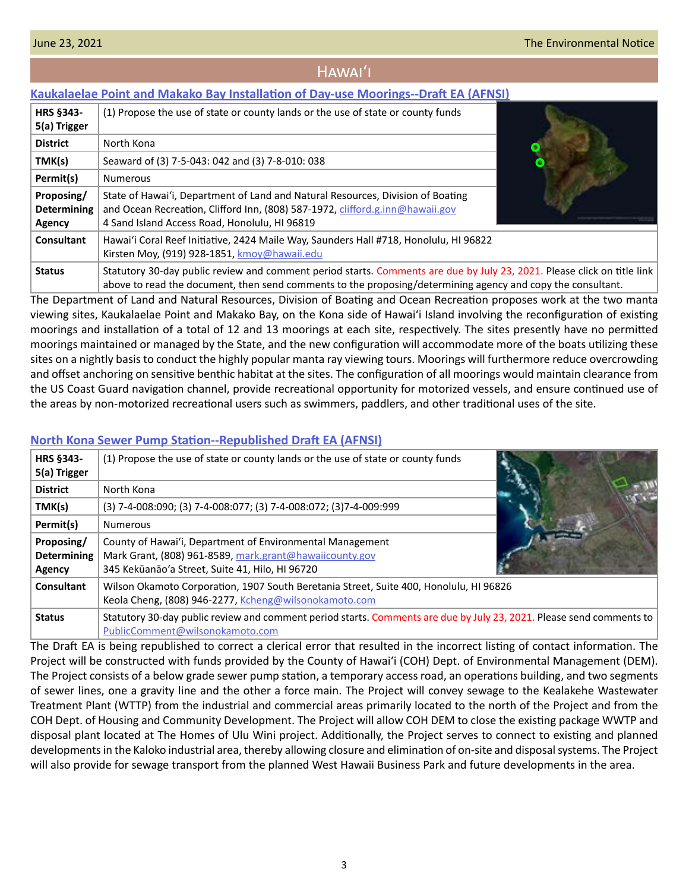## Hawaiʻi

### Kaukalaelae Point and Makako Bay Installation of Day-use Moorings--Draft EA (AFNSI)

| | |
|---|---|
| **HRS §343-5(a) Trigger** | (1) Propose the use of state or county lands or the use of state or county funds |
| **District** | North Kona |
| **TMK(s)** | Seaward of (3) 7-5-043: 042 and (3) 7-8-010: 038 |
| **Permit(s)** | Numerous |
| **Proposing/ Determining Agency** | State of Hawaiʻi, Department of Land and Natural Resources, Division of Boating and Ocean Recreation, Clifford Inn, (808) 587-1972, clifford.g.inn@hawaii.gov<br>4 Sand Island Access Road, Honolulu, HI 96819 |
| **Consultant** | Hawaiʻi Coral Reef Initiative, 2424 Maile Way, Saunders Hall #718, Honolulu, HI 96822<br>Kirsten Moy, (919) 928-1851, kmoy@hawaii.edu |
| **Status** | Statutory 30-day public review and comment period starts. Comments are due by July 23, 2021. Please click on title link above to read the document, then send comments to the proposing/determining agency and copy the consultant. |

The Department of Land and Natural Resources, Division of Boating and Ocean Recreation proposes work at the two manta viewing sites, Kaukalaelae Point and Makako Bay, on the Kona side of Hawaiʻi Island involving the reconfiguration of existing moorings and installation of a total of 12 and 13 moorings at each site, respectively. The sites presently have no permitted moorings maintained or managed by the State, and the new configuration will accommodate more of the boats utilizing these sites on a nightly basis to conduct the highly popular manta ray viewing tours. Moorings will furthermore reduce overcrowding and offset anchoring on sensitive benthic habitat at the sites. The configuration of all moorings would maintain clearance from the US Coast Guard navigation channel, provide recreational opportunity for motorized vessels, and ensure continued use of the areas by non-motorized recreational users such as swimmers, paddlers, and other traditional uses of the site.

### North Kona Sewer Pump Station--Republished Draft EA (AFNSI)

| | |
|---|---|
| **HRS §343-5(a) Trigger** | (1) Propose the use of state or county lands or the use of state or county funds |
| **District** | North Kona |
| **TMK(s)** | (3) 7-4-008:090; (3) 7-4-008:077; (3) 7-4-008:072; (3)7-4-009:999 |
| **Permit(s)** | Numerous |
| **Proposing/ Determining Agency** | County of Hawaiʻi, Department of Environmental Management<br>Mark Grant, (808) 961-8589, mark.grant@hawaiicounty.gov<br>345 Kekūanāoʻa Street, Suite 41, Hilo, HI 96720 |
| **Consultant** | Wilson Okamoto Corporation, 1907 South Beretania Street, Suite 400, Honolulu, HI 96826<br>Keola Cheng, (808) 946-2277, Kcheng@wilsonokamoto.com |
| **Status** | Statutory 30-day public review and comment period starts. Comments are due by July 23, 2021. Please send comments to PublicComment@wilsonokamoto.com |

The Draft EA is being republished to correct a clerical error that resulted in the incorrect listing of contact information. The Project will be constructed with funds provided by the County of Hawaiʻi (COH) Dept. of Environmental Management (DEM). The Project consists of a below grade sewer pump station, a temporary access road, an operations building, and two segments of sewer lines, one a gravity line and the other a force main. The Project will convey sewage to the Kealakehe Wastewater Treatment Plant (WTTP) from the industrial and commercial areas primarily located to the north of the Project and from the COH Dept. of Housing and Community Development. The Project will allow COH DEM to close the existing package WWTP and disposal plant located at The Homes of Ulu Wini project. Additionally, the Project serves to connect to existing and planned developments in the Kaloko industrial area, thereby allowing closure and elimination of on-site and disposal systems. The Project will also provide for sewage transport from the planned West Hawaii Business Park and future developments in the area.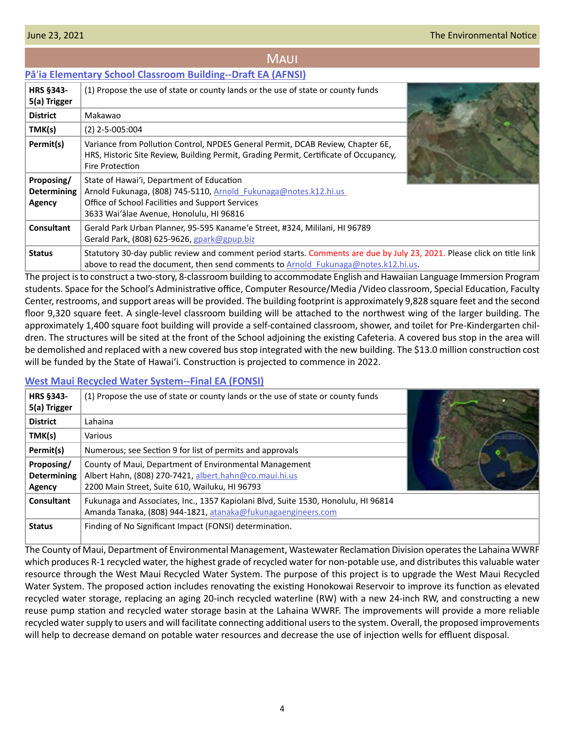## Maui

### Pāʻia Elementary School Classroom Building--Draft EA (AFNSI)

| | |
|---|---|
| **HRS §343-5(a) Trigger** | (1) Propose the use of state or county lands or the use of state or county funds |
| **District** | Makawao |
| **TMK(s)** | (2) 2-5-005:004 |
| **Permit(s)** | Variance from Pollution Control, NPDES General Permit, DCAB Review, Chapter 6E, HRS, Historic Site Review, Building Permit, Grading Permit, Certificate of Occupancy, Fire Protection |
| **Proposing/ Determining Agency** | State of Hawaiʻi, Department of Education<br>Arnold Fukunaga, (808) 745-5110, Arnold_Fukunaga@notes.k12.hi.us<br>Office of School Facilities and Support Services<br>3633 Waiʻālae Avenue, Honolulu, HI 96816 |
| **Consultant** | Gerald Park Urban Planner, 95-595 Kanameʻe Street, #324, Mililani, HI 96789<br>Gerald Park, (808) 625-9626, gpark@gpup.biz |
| **Status** | Statutory 30-day public review and comment period starts. Comments are due by July 23, 2021. Please click on title link above to read the document, then send comments to Arnold_Fukunaga@notes.k12.hi.us. |

The project is to construct a two-story, 8-classroom building to accommodate English and Hawaiian Language Immersion Program students. Space for the School's Administrative office, Computer Resource/Media /Video classroom, Special Education, Faculty Center, restrooms, and support areas will be provided. The building footprint is approximately 9,828 square feet and the second floor 9,320 square feet. A single-level classroom building will be attached to the northwest wing of the larger building. The approximately 1,400 square foot building will provide a self-contained classroom, shower, and toilet for Pre-Kindergarten children. The structures will be sited at the front of the School adjoining the existing Cafeteria. A covered bus stop in the area will be demolished and replaced with a new covered bus stop integrated with the new building. The $13.0 million construction cost will be funded by the State of Hawaiʻi. Construction is projected to commence in 2022.

### West Maui Recycled Water System--Final EA (FONSI)

| | |
|---|---|
| **HRS §343-5(a) Trigger** | (1) Propose the use of state or county lands or the use of state or county funds |
| **District** | Lahaina |
| **TMK(s)** | Various |
| **Permit(s)** | Numerous; see Section 9 for list of permits and approvals |
| **Proposing/ Determining Agency** | County of Maui, Department of Environmental Management<br>Albert Hahn, (808) 270-7421, albert.hahn@co.maui.hi.us<br>2200 Main Street, Suite 610, Wailuku, HI 96793 |
| **Consultant** | Fukunaga and Associates, Inc., 1357 Kapiolani Blvd, Suite 1530, Honolulu, HI 96814<br>Amanda Tanaka, (808) 944-1821, atanaka@fukunagaengineers.com |
| **Status** | Finding of No Significant Impact (FONSI) determination. |

The County of Maui, Department of Environmental Management, Wastewater Reclamation Division operates the Lahaina WWRF which produces R-1 recycled water, the highest grade of recycled water for non-potable use, and distributes this valuable water resource through the West Maui Recycled Water System. The purpose of this project is to upgrade the West Maui Recycled Water System. The proposed action includes renovating the existing Honokowai Reservoir to improve its function as elevated recycled water storage, replacing an aging 20-inch recycled waterline (RW) with a new 24-inch RW, and constructing a new reuse pump station and recycled water storage basin at the Lahaina WWRF. The improvements will provide a more reliable recycled water supply to users and will facilitate connecting additional users to the system. Overall, the proposed improvements will help to decrease demand on potable water resources and decrease the use of injection wells for effluent disposal.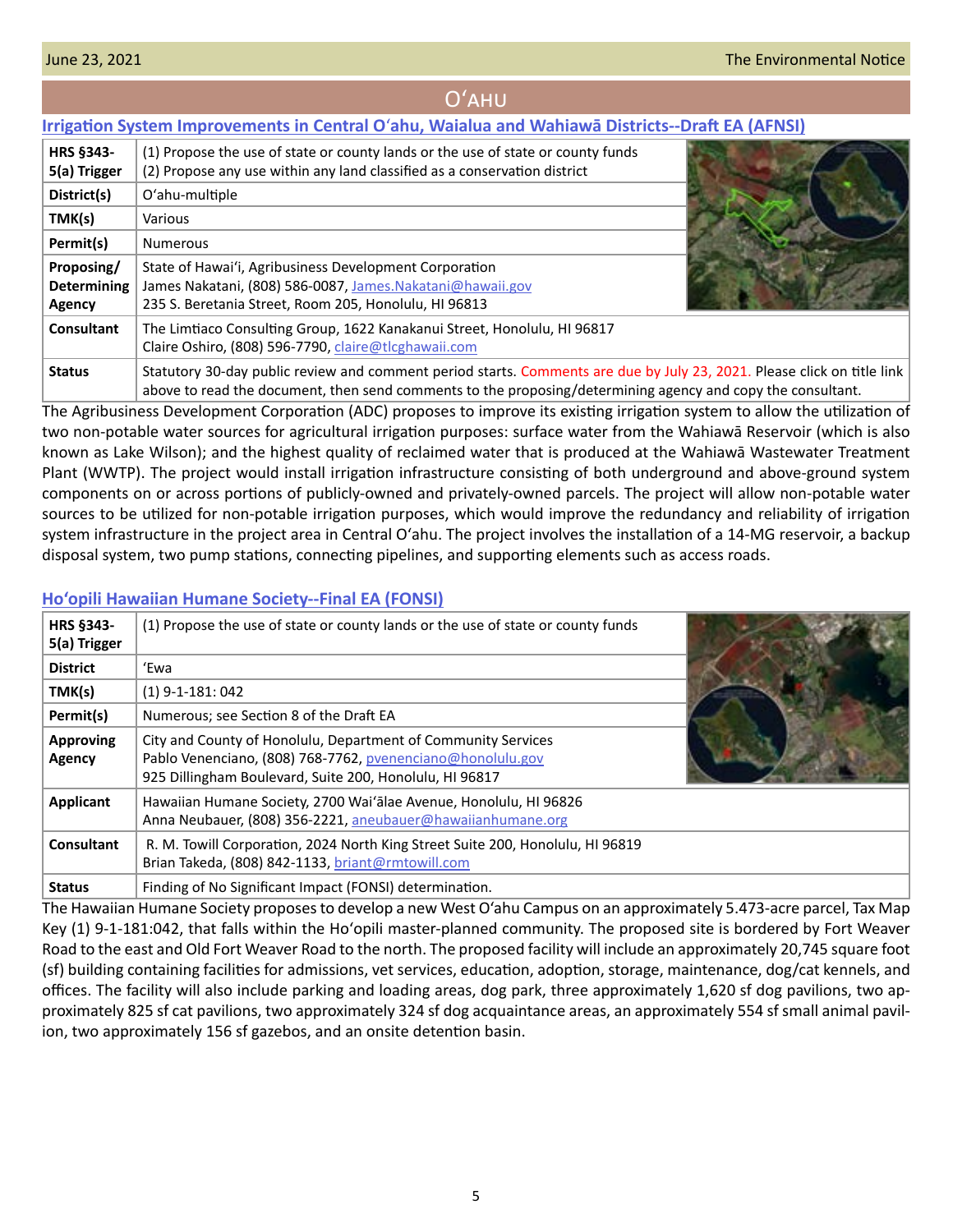## Oʻahu

### Irrigation System Improvements in Central Oʻahu, Waialua and Wahiawā Districts--Draft EA (AFNSI)

| | |
|---|---|
| **HRS §343-5(a) Trigger** | (1) Propose the use of state or county lands or the use of state or county funds<br>(2) Propose any use within any land classified as a conservation district |
| **District(s)** | Oʻahu-multiple |
| **TMK(s)** | Various |
| **Permit(s)** | Numerous |
| **Proposing/ Determining Agency** | State of Hawaiʻi, Agribusiness Development Corporation<br>James Nakatani, (808) 586-0087, James.Nakatani@hawaii.gov<br>235 S. Beretania Street, Room 205, Honolulu, HI 96813 |
| **Consultant** | The Limtiaco Consulting Group, 1622 Kanakanui Street, Honolulu, HI 96817<br>Claire Oshiro, (808) 596-7790, claire@tlcghawaii.com |
| **Status** | Statutory 30-day public review and comment period starts. Comments are due by July 23, 2021. Please click on title link above to read the document, then send comments to the proposing/determining agency and copy the consultant. |

The Agribusiness Development Corporation (ADC) proposes to improve its existing irrigation system to allow the utilization of two non-potable water sources for agricultural irrigation purposes: surface water from the Wahiawā Reservoir (which is also known as Lake Wilson); and the highest quality of reclaimed water that is produced at the Wahiawā Wastewater Treatment Plant (WWTP). The project would install irrigation infrastructure consisting of both underground and above-ground system components on or across portions of publicly-owned and privately-owned parcels. The project will allow non-potable water sources to be utilized for non-potable irrigation purposes, which would improve the redundancy and reliability of irrigation system infrastructure in the project area in Central Oʻahu. The project involves the installation of a 14-MG reservoir, a backup disposal system, two pump stations, connecting pipelines, and supporting elements such as access roads.

### Hoʻopili Hawaiian Humane Society--Final EA (FONSI)

| | |
|---|---|
| **HRS §343-5(a) Trigger** | (1) Propose the use of state or county lands or the use of state or county funds |
| **District** | ʻEwa |
| **TMK(s)** | (1) 9-1-181: 042 |
| **Permit(s)** | Numerous; see Section 8 of the Draft EA |
| **Approving Agency** | City and County of Honolulu, Department of Community Services<br>Pablo Venenciano, (808) 768-7762, pvenenciano@honolulu.gov<br>925 Dillingham Boulevard, Suite 200, Honolulu, HI 96817 |
| **Applicant** | Hawaiian Humane Society, 2700 Waiʻālae Avenue, Honolulu, HI 96826<br>Anna Neubauer, (808) 356-2221, aneubauer@hawaiianhumane.org |
| **Consultant** | R. M. Towill Corporation, 2024 North King Street Suite 200, Honolulu, HI 96819<br>Brian Takeda, (808) 842-1133, briant@rmtowill.com |
| **Status** | Finding of No Significant Impact (FONSI) determination. |

The Hawaiian Humane Society proposes to develop a new West Oʻahu Campus on an approximately 5.473-acre parcel, Tax Map Key (1) 9-1-181:042, that falls within the Hoʻopili master-planned community. The proposed site is bordered by Fort Weaver Road to the east and Old Fort Weaver Road to the north. The proposed facility will include an approximately 20,745 square foot (sf) building containing facilities for admissions, vet services, education, adoption, storage, maintenance, dog/cat kennels, and offices. The facility will also include parking and loading areas, dog park, three approximately 1,620 sf dog pavilions, two approximately 825 sf cat pavilions, two approximately 324 sf dog acquaintance areas, an approximately 554 sf small animal pavilion, two approximately 156 sf gazebos, and an onsite detention basin.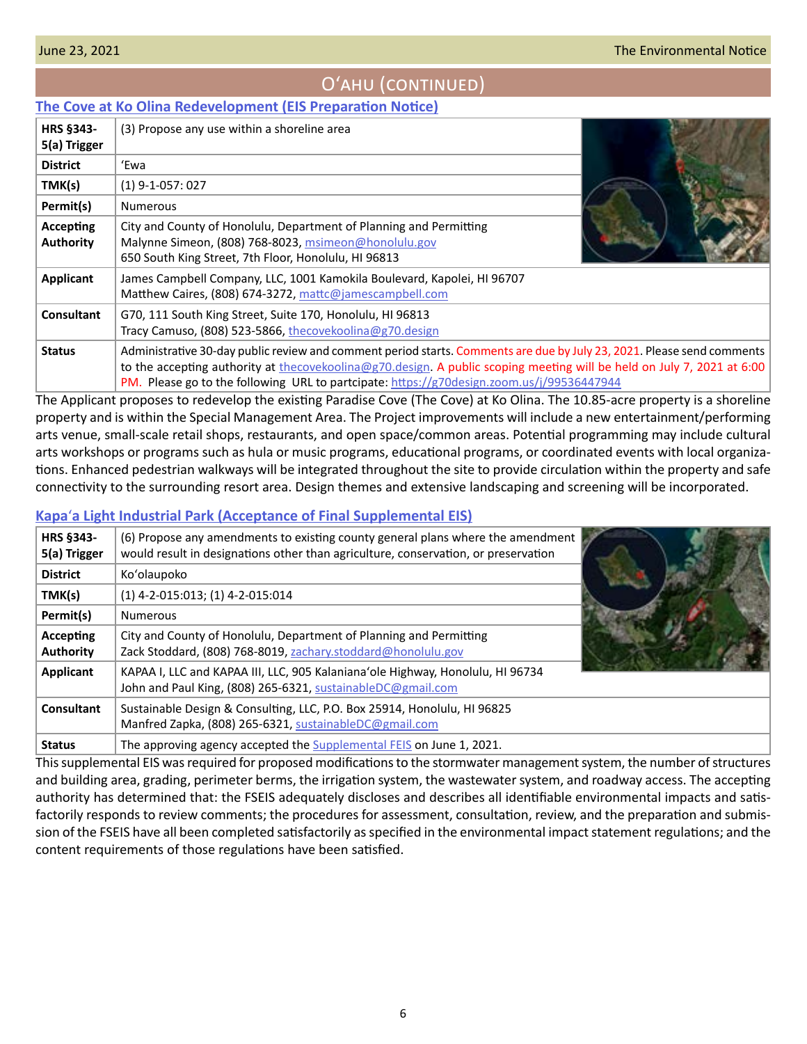## O'ahu (continued)

### The Cove at Ko Olina Redevelopment (EIS Preparation Notice)

| | |
|---|---|
| **HRS §343-5(a) Trigger** | (3) Propose any use within a shoreline area |
| **District** | 'Ewa |
| **TMK(s)** | (1) 9-1-057: 027 |
| **Permit(s)** | Numerous |
| **Accepting Authority** | City and County of Honolulu, Department of Planning and Permitting<br>Malynne Simeon, (808) 768-8023, msimeon@honolulu.gov<br>650 South King Street, 7th Floor, Honolulu, HI 96813 |
| **Applicant** | James Campbell Company, LLC, 1001 Kamokila Boulevard, Kapolei, HI 96707<br>Matthew Caires, (808) 674-3272, mattc@jamescampbell.com |
| **Consultant** | G70, 111 South King Street, Suite 170, Honolulu, HI 96813<br>Tracy Camuso, (808) 523-5866, thecovekoolina@g70.design |
| **Status** | Administrative 30-day public review and comment period starts. Comments are due by July 23, 2021. Please send comments to the accepting authority at thecovekoolina@g70.design. A public scoping meeting will be held on July 7, 2021 at 6:00 PM. Please go to the following URL to partcipate: https://g70design.zoom.us/j/99536447944 |

The Applicant proposes to redevelop the existing Paradise Cove (The Cove) at Ko Olina. The 10.85-acre property is a shoreline property and is within the Special Management Area. The Project improvements will include a new entertainment/performing arts venue, small-scale retail shops, restaurants, and open space/common areas. Potential programming may include cultural arts workshops or programs such as hula or music programs, educational programs, or coordinated events with local organizations. Enhanced pedestrian walkways will be integrated throughout the site to provide circulation within the property and safe connectivity to the surrounding resort area. Design themes and extensive landscaping and screening will be incorporated.

### Kapa'a Light Industrial Park (Acceptance of Final Supplemental EIS)

| | |
|---|---|
| **HRS §343-5(a) Trigger** | (6) Propose any amendments to existing county general plans where the amendment would result in designations other than agriculture, conservation, or preservation |
| **District** | Ko'olaupoko |
| **TMK(s)** | (1) 4-2-015:013; (1) 4-2-015:014 |
| **Permit(s)** | Numerous |
| **Accepting Authority** | City and County of Honolulu, Department of Planning and Permitting<br>Zack Stoddard, (808) 768-8019, zachary.stoddard@honolulu.gov |
| **Applicant** | KAPAA I, LLC and KAPAA III, LLC, 905 Kalaniana'ole Highway, Honolulu, HI 96734<br>John and Paul King, (808) 265-6321, sustainableDC@gmail.com |
| **Consultant** | Sustainable Design & Consulting, LLC, P.O. Box 25914, Honolulu, HI 96825<br>Manfred Zapka, (808) 265-6321, sustainableDC@gmail.com |
| **Status** | The approving agency accepted the Supplemental FEIS on June 1, 2021. |

This supplemental EIS was required for proposed modifications to the stormwater management system, the number of structures and building area, grading, perimeter berms, the irrigation system, the wastewater system, and roadway access. The accepting authority has determined that: the FSEIS adequately discloses and describes all identifiable environmental impacts and satisfactorily responds to review comments; the procedures for assessment, consultation, review, and the preparation and submission of the FSEIS have all been completed satisfactorily as specified in the environmental impact statement regulations; and the content requirements of those regulations have been satisfied.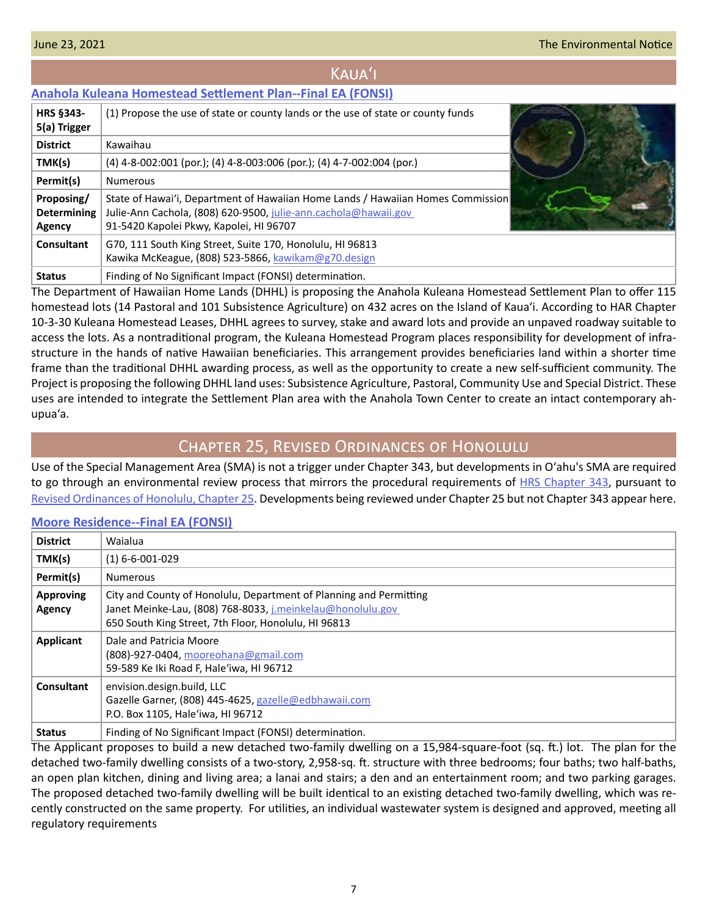## Kauaʻi

### Anahola Kuleana Homestead Settlement Plan--Final EA (FONSI)

| | |
|---|---|
| **HRS §343-5(a) Trigger** | (1) Propose the use of state or county lands or the use of state or county funds |
| **District** | Kawaihau |
| **TMK(s)** | (4) 4-8-002:001 (por.); (4) 4-8-003:006 (por.); (4) 4-7-002:004 (por.) |
| **Permit(s)** | Numerous |
| **Proposing/ Determining Agency** | State of Hawaiʻi, Department of Hawaiian Home Lands / Hawaiian Homes Commission<br>Julie-Ann Cachola, (808) 620-9500, julie-ann.cachola@hawaii.gov<br>91-5420 Kapolei Pkwy, Kapolei, HI 96707 |
| **Consultant** | G70, 111 South King Street, Suite 170, Honolulu, HI 96813<br>Kawika McKeague, (808) 523-5866, kawikam@g70.design |
| **Status** | Finding of No Significant Impact (FONSI) determination. |

The Department of Hawaiian Home Lands (DHHL) is proposing the Anahola Kuleana Homestead Settlement Plan to offer 115 homestead lots (14 Pastoral and 101 Subsistence Agriculture) on 432 acres on the Island of Kauaʻi. According to HAR Chapter 10-3-30 Kuleana Homestead Leases, DHHL agrees to survey, stake and award lots and provide an unpaved roadway suitable to access the lots. As a nontraditional program, the Kuleana Homestead Program places responsibility for development of infrastructure in the hands of native Hawaiian beneficiaries. This arrangement provides beneficiaries land within a shorter time frame than the traditional DHHL awarding process, as well as the opportunity to create a new self-sufficient community. The Project is proposing the following DHHL land uses: Subsistence Agriculture, Pastoral, Community Use and Special District. These uses are intended to integrate the Settlement Plan area with the Anahola Town Center to create an intact contemporary ahupuaʻa.

## Chapter 25, Revised Ordinances of Honolulu

Use of the Special Management Area (SMA) is not a trigger under Chapter 343, but developments in Oʻahu's SMA are required to go through an environmental review process that mirrors the procedural requirements of HRS Chapter 343, pursuant to Revised Ordinances of Honolulu, Chapter 25. Developments being reviewed under Chapter 25 but not Chapter 343 appear here.

### Moore Residence--Final EA (FONSI)

| | |
|---|---|
| **District** | Waialua |
| **TMK(s)** | (1) 6-6-001-029 |
| **Permit(s)** | Numerous |
| **Approving Agency** | City and County of Honolulu, Department of Planning and Permitting<br>Janet Meinke-Lau, (808) 768-8033, j.meinkelau@honolulu.gov<br>650 South King Street, 7th Floor, Honolulu, HI 96813 |
| **Applicant** | Dale and Patricia Moore<br>(808)-927-0404, mooreohana@gmail.com<br>59-589 Ke Iki Road F, Haleʻiwa, HI 96712 |
| **Consultant** | envision.design.build, LLC<br>Gazelle Garner, (808) 445-4625, gazelle@edbhawaii.com<br>P.O. Box 1105, Haleʻiwa, HI 96712 |
| **Status** | Finding of No Significant Impact (FONSI) determination. |

The Applicant proposes to build a new detached two-family dwelling on a 15,984-square-foot (sq. ft.) lot. The plan for the detached two-family dwelling consists of a two-story, 2,958-sq. ft. structure with three bedrooms; four baths; two half-baths, an open plan kitchen, dining and living area; a lanai and stairs; a den and an entertainment room; and two parking garages. The proposed detached two-family dwelling will be built identical to an existing detached two-family dwelling, which was recently constructed on the same property. For utilities, an individual wastewater system is designed and approved, meeting all regulatory requirements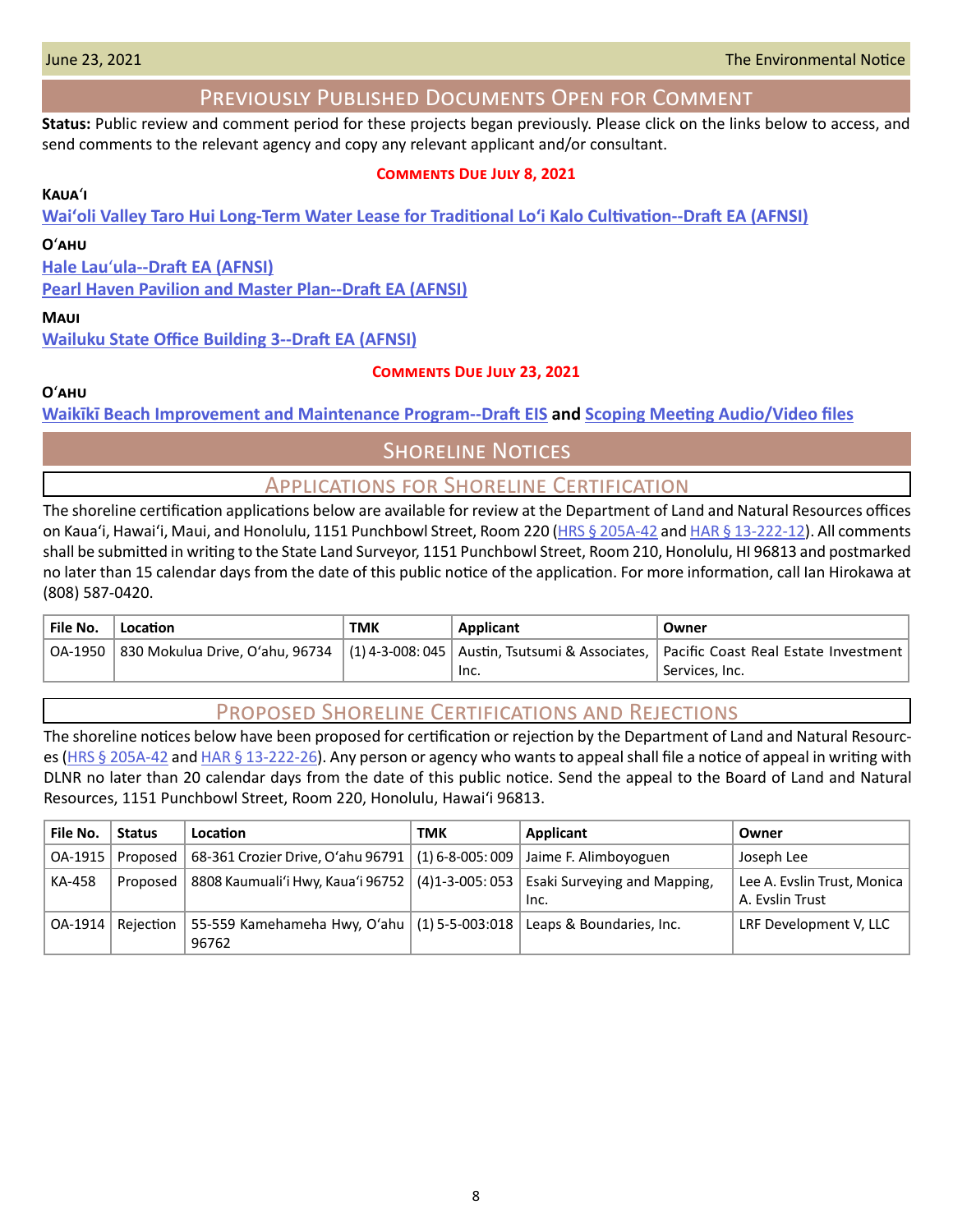## Previously Published Documents Open for Comment

**Status:** Public review and comment period for these projects began previously. Please click on the links below to access, and send comments to the relevant agency and copy any relevant applicant and/or consultant.

**Comments Due July 8, 2021**

**Kaua'i**

**Wai'oli Valley Taro Hui Long-Term Water Lease for Traditional Lo'i Kalo Cultivation--Draft EA (AFNSI)**

**O'ahu**

**Hale Lau'ula--Draft EA (AFNSI)**

**Pearl Haven Pavilion and Master Plan--Draft EA (AFNSI)**

**Maui**

**Wailuku State Office Building 3--Draft EA (AFNSI)**

**Comments Due July 23, 2021**

**O'ahu**

**Waikīkī Beach Improvement and Maintenance Program--Draft EIS and Scoping Meeting Audio/Video files**

## Shoreline Notices

### Applications for Shoreline Certification

The shoreline certification applications below are available for review at the Department of Land and Natural Resources offices on Kaua'i, Hawai'i, Maui, and Honolulu, 1151 Punchbowl Street, Room 220 (HRS § 205A-42 and HAR § 13-222-12). All comments shall be submitted in writing to the State Land Surveyor, 1151 Punchbowl Street, Room 210, Honolulu, HI 96813 and postmarked no later than 15 calendar days from the date of this public notice of the application. For more information, call Ian Hirokawa at (808) 587-0420.

| File No. | Location | TMK | Applicant | Owner |
|---|---|---|---|---|
| OA-1950 | 830 Mokulua Drive, O'ahu, 96734 | (1) 4-3-008: 045 | Austin, Tsutsumi & Associates, Inc. | Pacific Coast Real Estate Investment Services, Inc. |

### Proposed Shoreline Certifications and Rejections

The shoreline notices below have been proposed for certification or rejection by the Department of Land and Natural Resources (HRS § 205A-42 and HAR § 13-222-26). Any person or agency who wants to appeal shall file a notice of appeal in writing with DLNR no later than 20 calendar days from the date of this public notice. Send the appeal to the Board of Land and Natural Resources, 1151 Punchbowl Street, Room 220, Honolulu, Hawai'i 96813.

| File No. | Status | Location | TMK | Applicant | Owner |
|---|---|---|---|---|---|
| OA-1915 | Proposed | 68-361 Crozier Drive, O'ahu 96791 | (1) 6-8-005: 009 | Jaime F. Alimboyoguen | Joseph Lee |
| KA-458 | Proposed | 8808 Kaumuali'i Hwy, Kaua'i 96752 | (4)1-3-005: 053 | Esaki Surveying and Mapping, Inc. | Lee A. Evslin Trust, Monica A. Evslin Trust |
| OA-1914 | Rejection | 55-559 Kamehameha Hwy, O'ahu 96762 | (1) 5-5-003:018 | Leaps & Boundaries, Inc. | LRF Development V, LLC |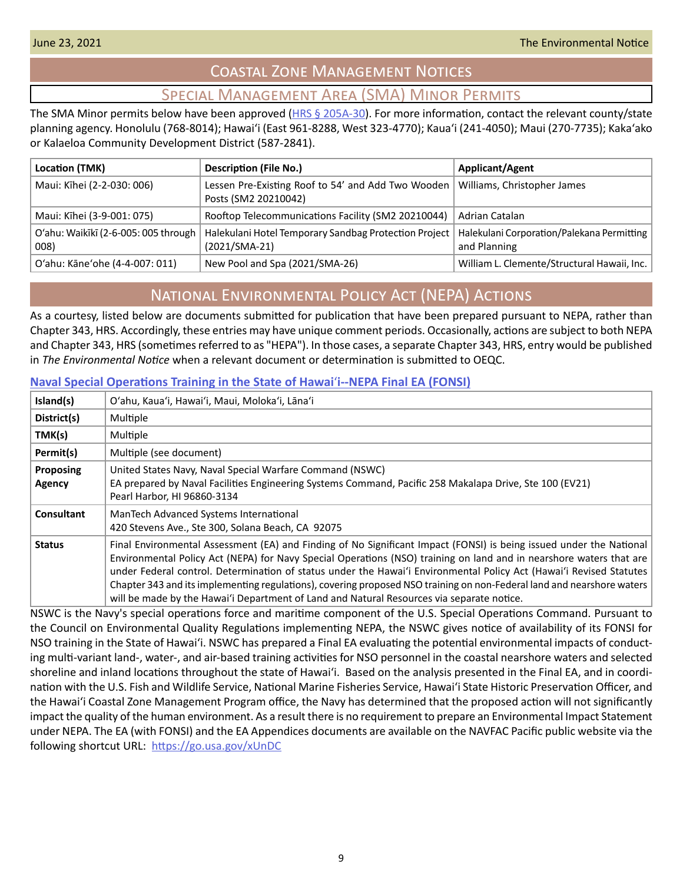# Coastal Zone Management Notices

## Special Management Area (SMA) Minor Permits

The SMA Minor permits below have been approved (HRS § 205A-30). For more information, contact the relevant county/state planning agency. Honolulu (768-8014); Hawaiʻi (East 961-8288, West 323-4770); Kauaʻi (241-4050); Maui (270-7735); Kakaʻako or Kalaeloa Community Development District (587-2841).

| Location (TMK) | Description (File No.) | Applicant/Agent |
|---|---|---|
| Maui: Kīhei (2-2-030: 006) | Lessen Pre-Existing Roof to 54' and Add Two Wooden Posts (SM2 20210042) | Williams, Christopher James |
| Maui: Kīhei (3-9-001: 075) | Rooftop Telecommunications Facility (SM2 20210044) | Adrian Catalan |
| Oʻahu: Waikīkī (2-6-005: 005 through 008) | Halekulani Hotel Temporary Sandbag Protection Project (2021/SMA-21) | Halekulani Corporation/Palekana Permitting and Planning |
| Oʻahu: Kāneʻohe (4-4-007: 011) | New Pool and Spa (2021/SMA-26) | William L. Clemente/Structural Hawaii, Inc. |

# National Environmental Policy Act (NEPA) Actions

As a courtesy, listed below are documents submitted for publication that have been prepared pursuant to NEPA, rather than Chapter 343, HRS. Accordingly, these entries may have unique comment periods. Occasionally, actions are subject to both NEPA and Chapter 343, HRS (sometimes referred to as "HEPA"). In those cases, a separate Chapter 343, HRS, entry would be published in *The Environmental Notice* when a relevant document or determination is submitted to OEQC.

### Naval Special Operations Training in the State of Hawaiʻi--NEPA Final EA (FONSI)

| | |
|---|---|
| **Island(s)** | Oʻahu, Kauaʻi, Hawaiʻi, Maui, Molokaʻi, Lānaʻi |
| **District(s)** | Multiple |
| **TMK(s)** | Multiple |
| **Permit(s)** | Multiple (see document) |
| **Proposing Agency** | United States Navy, Naval Special Warfare Command (NSWC)<br>EA prepared by Naval Facilities Engineering Systems Command, Pacific 258 Makalapa Drive, Ste 100 (EV21)<br>Pearl Harbor, HI 96860-3134 |
| **Consultant** | ManTech Advanced Systems International<br>420 Stevens Ave., Ste 300, Solana Beach, CA 92075 |
| **Status** | Final Environmental Assessment (EA) and Finding of No Significant Impact (FONSI) is being issued under the National Environmental Policy Act (NEPA) for Navy Special Operations (NSO) training on land and in nearshore waters that are under Federal control. Determination of status under the Hawaiʻi Environmental Policy Act (Hawaiʻi Revised Statutes Chapter 343 and its implementing regulations), covering proposed NSO training on non-Federal land and nearshore waters will be made by the Hawaiʻi Department of Land and Natural Resources via separate notice. |

NSWC is the Navy's special operations force and maritime component of the U.S. Special Operations Command. Pursuant to the Council on Environmental Quality Regulations implementing NEPA, the NSWC gives notice of availability of its FONSI for NSO training in the State of Hawaiʻi. NSWC has prepared a Final EA evaluating the potential environmental impacts of conducting multi-variant land-, water-, and air-based training activities for NSO personnel in the coastal nearshore waters and selected shoreline and inland locations throughout the state of Hawaiʻi. Based on the analysis presented in the Final EA, and in coordination with the U.S. Fish and Wildlife Service, National Marine Fisheries Service, Hawaiʻi State Historic Preservation Officer, and the Hawaiʻi Coastal Zone Management Program office, the Navy has determined that the proposed action will not significantly impact the quality of the human environment. As a result there is no requirement to prepare an Environmental Impact Statement under NEPA. The EA (with FONSI) and the EA Appendices documents are available on the NAVFAC Pacific public website via the following shortcut URL: https://go.usa.gov/xUnDC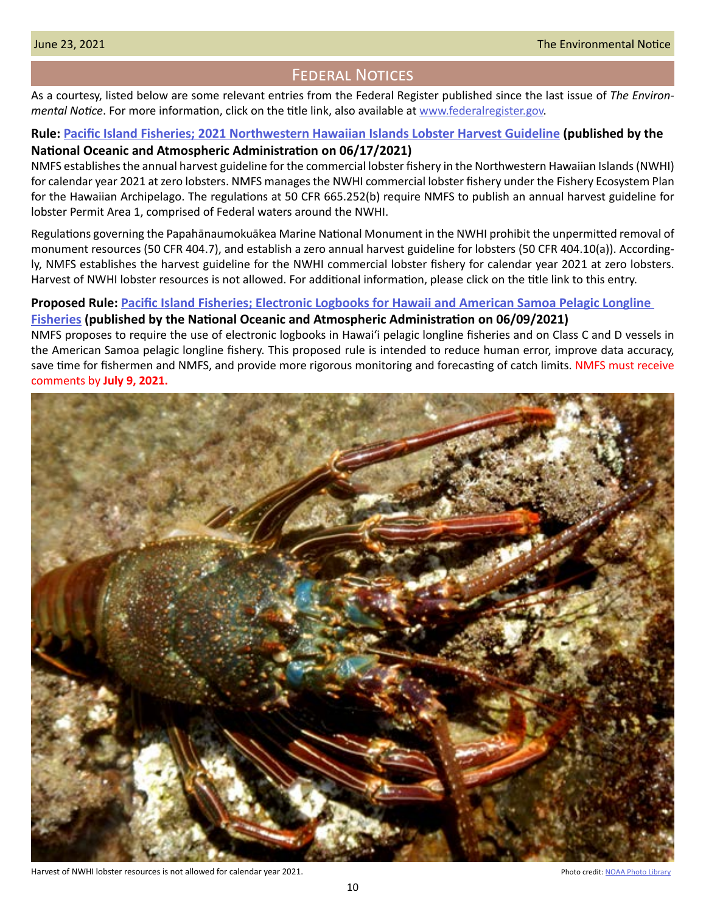## Federal Notices

As a courtesy, listed below are some relevant entries from the Federal Register published since the last issue of *The Environmental Notice*. For more information, click on the title link, also available at www.federalregister.gov.

**Rule: Pacific Island Fisheries; 2021 Northwestern Hawaiian Islands Lobster Harvest Guideline (published by the National Oceanic and Atmospheric Administration on 06/17/2021)**

NMFS establishes the annual harvest guideline for the commercial lobster fishery in the Northwestern Hawaiian Islands (NWHI) for calendar year 2021 at zero lobsters. NMFS manages the NWHI commercial lobster fishery under the Fishery Ecosystem Plan for the Hawaiian Archipelago. The regulations at 50 CFR 665.252(b) require NMFS to publish an annual harvest guideline for lobster Permit Area 1, comprised of Federal waters around the NWHI.

Regulations governing the Papahānaumokuākea Marine National Monument in the NWHI prohibit the unpermitted removal of monument resources (50 CFR 404.7), and establish a zero annual harvest guideline for lobsters (50 CFR 404.10(a)). Accordingly, NMFS establishes the harvest guideline for the NWHI commercial lobster fishery for calendar year 2021 at zero lobsters. Harvest of NWHI lobster resources is not allowed. For additional information, please click on the title link to this entry.

**Proposed Rule: Pacific Island Fisheries; Electronic Logbooks for Hawaii and American Samoa Pelagic Longline Fisheries (published by the National Oceanic and Atmospheric Administration on 06/09/2021)**

NMFS proposes to require the use of electronic logbooks in Hawaiʻi pelagic longline fisheries and on Class C and D vessels in the American Samoa pelagic longline fishery. This proposed rule is intended to reduce human error, improve data accuracy, save time for fishermen and NMFS, and provide more rigorous monitoring and forecasting of catch limits. NMFS must receive comments by **July 9, 2021.**

Harvest of NWHI lobster resources is not allowed for calendar year 2021.

Photo credit: NOAA Photo Library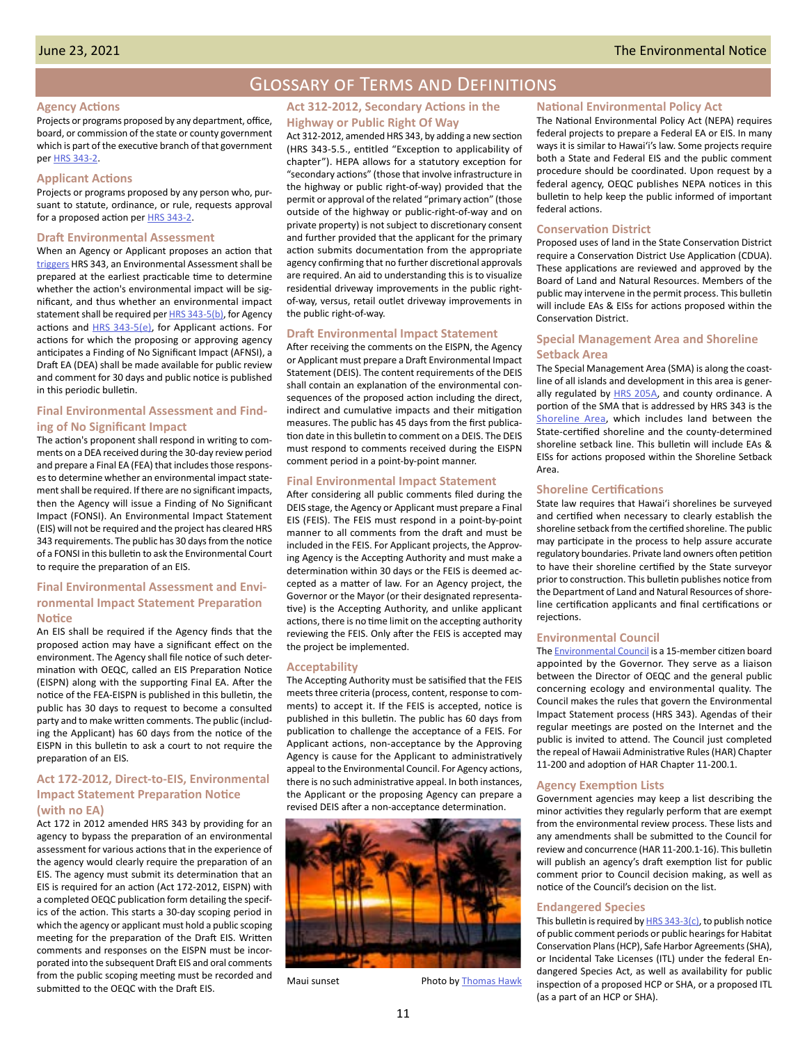# Glossary of Terms and Definitions

## Agency Actions

Projects or programs proposed by any department, office, board, or commission of the state or county government which is part of the executive branch of that government per HRS 343-2.

## Applicant Actions

Projects or programs proposed by any person who, pursuant to statute, ordinance, or rule, requests approval for a proposed action per HRS 343-2.

## Draft Environmental Assessment

When an Agency or Applicant proposes an action that triggers HRS 343, an Environmental Assessment shall be prepared at the earliest practicable time to determine whether the action's environmental impact will be significant, and thus whether an environmental impact statement shall be required per HRS 343-5(b), for Agency actions and HRS 343-5(e), for Applicant actions. For actions for which the proposing or approving agency anticipates a Finding of No Significant Impact (AFNSI), a Draft EA (DEA) shall be made available for public review and comment for 30 days and public notice is published in this periodic bulletin.

## Final Environmental Assessment and Finding of No Significant Impact

The action's proponent shall respond in writing to comments on a DEA received during the 30-day review period and prepare a Final EA (FEA) that includes those responses to determine whether an environmental impact statement shall be required. If there are no significant impacts, then the Agency will issue a Finding of No Significant Impact (FONSI). An Environmental Impact Statement (EIS) will not be required and the project has cleared HRS 343 requirements. The public has 30 days from the notice of a FONSI in this bulletin to ask the Environmental Court to require the preparation of an EIS.

## Final Environmental Assessment and Environmental Impact Statement Preparation Notice

An EIS shall be required if the Agency finds that the proposed action may have a significant effect on the environment. The Agency shall file notice of such determination with OEQC, called an EIS Preparation Notice (EISPN) along with the supporting Final EA. After the notice of the FEA-EISPN is published in this bulletin, the public has 30 days to request to become a consulted party and to make written comments. The public (including the Applicant) has 60 days from the notice of the EISPN in this bulletin to ask a court to not require the preparation of an EIS.

## Act 172-2012, Direct-to-EIS, Environmental Impact Statement Preparation Notice (with no EA)

Act 172 in 2012 amended HRS 343 by providing for an agency to bypass the preparation of an environmental assessment for various actions that in the experience of the agency would clearly require the preparation of an EIS. The agency must submit its determination that an EIS is required for an action (Act 172-2012, EISPN) with a completed OEQC publication form detailing the specifics of the action. This starts a 30-day scoping period in which the agency or applicant must hold a public scoping meeting for the preparation of the Draft EIS. Written comments and responses on the EISPN must be incorporated into the subsequent Draft EIS and oral comments from the public scoping meeting must be recorded and submitted to the OEQC with the Draft EIS.

## Act 312-2012, Secondary Actions in the Highway or Public Right Of Way

Act 312-2012, amended HRS 343, by adding a new section (HRS 343-5.5., entitled "Exception to applicability of chapter"). HEPA allows for a statutory exception for "secondary actions" (those that involve infrastructure in the highway or public right-of-way) provided that the permit or approval of the related "primary action" (those outside of the highway or public-right-of-way and on private property) is not subject to discretionary consent and further provided that the applicant for the primary action submits documentation from the appropriate agency confirming that no further discretional approvals are required. An aid to understanding this is to visualize residential driveway improvements in the public right-of-way, versus, retail outlet driveway improvements in the public right-of-way.

## Draft Environmental Impact Statement

After receiving the comments on the EISPN, the Agency or Applicant must prepare a Draft Environmental Impact Statement (DEIS). The content requirements of the DEIS shall contain an explanation of the environmental consequences of the proposed action including the direct, indirect and cumulative impacts and their mitigation measures. The public has 45 days from the first publication date in this bulletin to comment on a DEIS. The DEIS must respond to comments received during the EISPN comment period in a point-by-point manner.

## Final Environmental Impact Statement

After considering all public comments filed during the DEIS stage, the Agency or Applicant must prepare a Final EIS (FEIS). The FEIS must respond in a point-by-point manner to all comments from the draft and must be included in the FEIS. For Applicant projects, the Approving Agency is the Accepting Authority and must make a determination within 30 days or the FEIS is deemed accepted as a matter of law. For an Agency project, the Governor or the Mayor (or their designated representative) is the Accepting Authority, and unlike applicant actions, there is no time limit on the accepting authority reviewing the FEIS. Only after the FEIS is accepted may the project be implemented.

## Acceptability

The Accepting Authority must be satisified that the FEIS meets three criteria (process, content, response to comments) to accept it. If the FEIS is accepted, notice is published in this bulletin. The public has 60 days from publication to challenge the acceptance of a FEIS. For Applicant actions, non-acceptance by the Approving Agency is cause for the Applicant to administratively appeal to the Environmental Council. For Agency actions, there is no such administrative appeal. In both instances, the Applicant or the proposing Agency can prepare a revised DEIS after a non-acceptance determination.

Maui sunset — Photo by Thomas Hawk

## National Environmental Policy Act

The National Environmental Policy Act (NEPA) requires federal projects to prepare a Federal EA or EIS. In many ways it is similar to Hawai'i's law. Some projects require both a State and Federal EIS and the public comment procedure should be coordinated. Upon request by a federal agency, OEQC publishes NEPA notices in this bulletin to help keep the public informed of important federal actions.

## Conservation District

Proposed uses of land in the State Conservation District require a Conservation District Use Application (CDUA). These applications are reviewed and approved by the Board of Land and Natural Resources. Members of the public may intervene in the permit process. This bulletin will include EAs & EISs for actions proposed within the Conservation District.

## Special Management Area and Shoreline Setback Area

The Special Management Area (SMA) is along the coastline of all islands and development in this area is generally regulated by HRS 205A, and county ordinance. A portion of the SMA that is addressed by HRS 343 is the Shoreline Area, which includes land between the State-certified shoreline and the county-determined shoreline setback line. This bulletin will include EAs & EISs for actions proposed within the Shoreline Setback Area.

## Shoreline Certifications

State law requires that Hawai'i shorelines be surveyed and certified when necessary to clearly establish the shoreline setback from the certified shoreline. The public may participate in the process to help assure accurate regulatory boundaries. Private land owners often petition to have their shoreline certified by the State surveyor prior to construction. This bulletin publishes notice from the Department of Land and Natural Resources of shoreline certification applicants and final certifications or rejections.

## Environmental Council

The Environmental Council is a 15-member citizen board appointed by the Governor. They serve as a liaison between the Director of OEQC and the general public concerning ecology and environmental quality. The Council makes the rules that govern the Environmental Impact Statement process (HRS 343). Agendas of their regular meetings are posted on the Internet and the public is invited to attend. The Council just completed the repeal of Hawaii Administrative Rules (HAR) Chapter 11-200 and adoption of HAR Chapter 11-200.1.

## Agency Exemption Lists

Government agencies may keep a list describing the minor activities they regularly perform that are exempt from the environmental review process. These lists and any amendments shall be submitted to the Council for review and concurrence (HAR 11-200.1-16). This bulletin will publish an agency's draft exemption list for public comment prior to Council decision making, as well as notice of the Council's decision on the list.

## Endangered Species

This bulletin is required by HRS 343-3(c), to publish notice of public comment periods or public hearings for Habitat Conservation Plans (HCP), Safe Harbor Agreements (SHA), or Incidental Take Licenses (ITL) under the federal Endangered Species Act, as well as availability for public inspection of a proposed HCP or SHA, or a proposed ITL (as a part of an HCP or SHA).